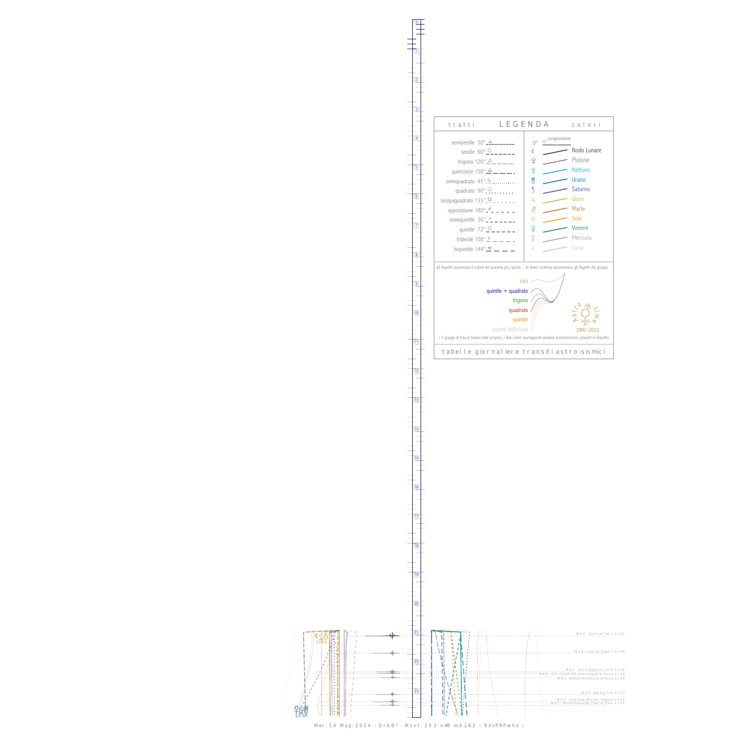## tratti — LEGENDA — colori

**tratti**

- semisestile 30°
- sestile 60°
- trigono 120°
- quinconce 150°
- semiquadrato 45°
- quadrato 90°
- sesquiquadrato 135°
- opposizione 180°
- semiquintile 36°
- quintile 72°
- tridecile 108°
- biquintile 144°

**colori**

- 0° congiunzione
- Nodo Lunare
- Plutone
- Nettuno
- Urano
- Saturno
- Giove
- Marte
- Sole
- Venere
- Mercurio
- Luna

gli Aspetti assumono il colore del pianeta più rapido - le linee continue assommano gli Aspetti dei gruppi:

- tutti
- quintile + quadrato
- trigono
- quadrato
- quintile
- aspetti della luna

Astro time 1992–2012

i 3 gruppi di tracce hanno stile proprio; i due colori sovrapposti aiutano a riconoscere i pianeti in Aspetto

tabelle giornaliere transiti astro-sismici

M:4.7 Central Peru 21:12

M:3.0 Cyprus Region 21:48

M:3.1 Antofagasta Chile 22:26

M:3.0 Off Coast Of Antofagasta Chile 22:29

M:2.5 Kenai Peninsula Alaska 22:38

M:3.3 Bering Sea 23:13

M:3.0 Iran-Iraq Border Region 23:28

M:2.7 Mona Passage Puerto Rico 23:35

Mer. 14 Mag. 2014 - Orb:9° - M.tot: 25.3 n#8 m:3.162 -: 9XxPRPwhx :-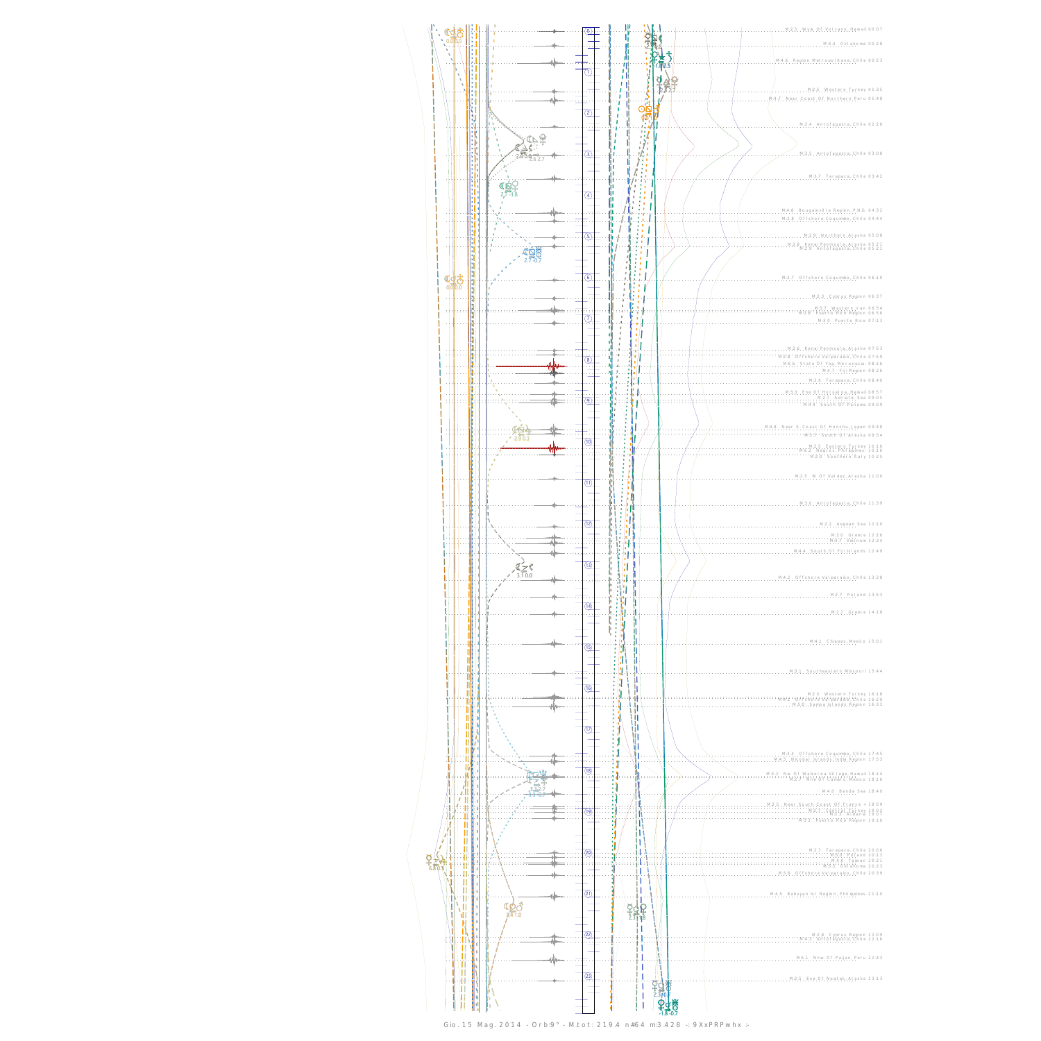M 2.5 Wsw Of Volcano, Hawaii 00:07
M 3.0 Oklahoma 00:28
M 4.0 Region Metropolitana, Chile 00:53
M 2.5 Western Turkey 01:35
M 4.7 Near Coast Of Northern Peru 01:48
M 2.4 Antofagasta, Chile 02:26
M 3.5 Antofagasta, Chile 03:08
M 3.7 Tarapaca, Chile 03:42
M 4.8 Bougainville Region, P.N.G. 04:32
M 2.8 Offshore Coquimbo, Chile 04:44
M 2.9 Northern Alaska 05:08
M 2.8 Kenai Peninsula, Alaska 05:21
M 2.9 Antofagasta, Chile 05:21
M 2.7 Offshore Coquimbo, Chile 06:10
M 2.3 Cyprus Region 06:37
M 3.7 Western Iran 06:54
M 2.8 Puerto Rico Region 06:56
M 3.0 Puerto Rico 07:13
M 2.6 Kenai Peninsula, Alaska 07:53
M 3.8 Offshore Valparaiso, Chile 07:59
M 6.6 State Of Yap, Micronesia 08:16
M 4.7 Fiji Region 08:26
M 2.8 Tarapaca, Chile 08:40
M 3.3 Ene Of Holualoa, Hawaii 08:57
M 2.7 Adriatic Sea 09:05
M 4.4 South Of Panama 09:09
M 4.8 Near S. Coast Of Honshu, Japan 09:48
M 3.7 South Of Alaska 09:54
M 2.5 Eastern Turkey 10:16
M 6.2 Negros, Philippines 10:16
M 2.0 Southern Italy 10:25
M 2.5 W Of Valdez, Alaska 11:00
M 3.0 Antofagasta, Chile 11:39
M 2.2 Aegean Sea 12:10
M 3.0 Greece 12:26
M 4.7 Vietnam 12:34
M 4.4 South Of Fiji Islands 12:49
M 4.2 Offshore Valparaiso, Chile 13:28
M 2.7 Poland 13:53
M 2.7 Greece 14:18
M 4.1 Chiapas, Mexico 15:01
M 3.1 Southeastern Missouri 15:44
M 2.5 Western Turkey 16:18
M 4.7 Offshore Valparaiso, Chile 16:20
M 5.0 Samoa Islands Region 16:33
M 3.4 Offshore Coquimbo, Chile 17:45
M 4.5 Nicobar Islands, India Region 17:53
M 3.2 Nw Of Waikoloa Village, Hawaii 18:14
M 2.7 Nne Of Camalu, Mexico 18:16
M 4.0 Banda Sea 18:40
M 2.5 Near South Coast Of France + 18:59
M 2.1 Central Turkey 19:02
M 2.7 Arkansas 19:07
M 3.1 Puerto Rico Region 19:16
M 2.7 Tarapaca, Chile 20:06
M 3.4 Alaska 20:13
M 4.0 Taiwan 20:21
M 2.5 Oklahoma 20:23
M 3.6 Offshore Valparaiso, Chile 20:39
M 4.5 Babuyan Isl Region, Philippines 21:10
M 2.8 Cyprus Region 22:09
M 4.3 Antofagasta, Chile 22:16
M 5.1 Nnw Of Paijan, Peru 22:43
M 2.5 Ene Of Noatak, Alaska 23:13

Gio. 15 Mag. 2014 - Orb:9° - M.tot: 219.4 n#64 m:3.428 -: 9XxPRPwhx :-